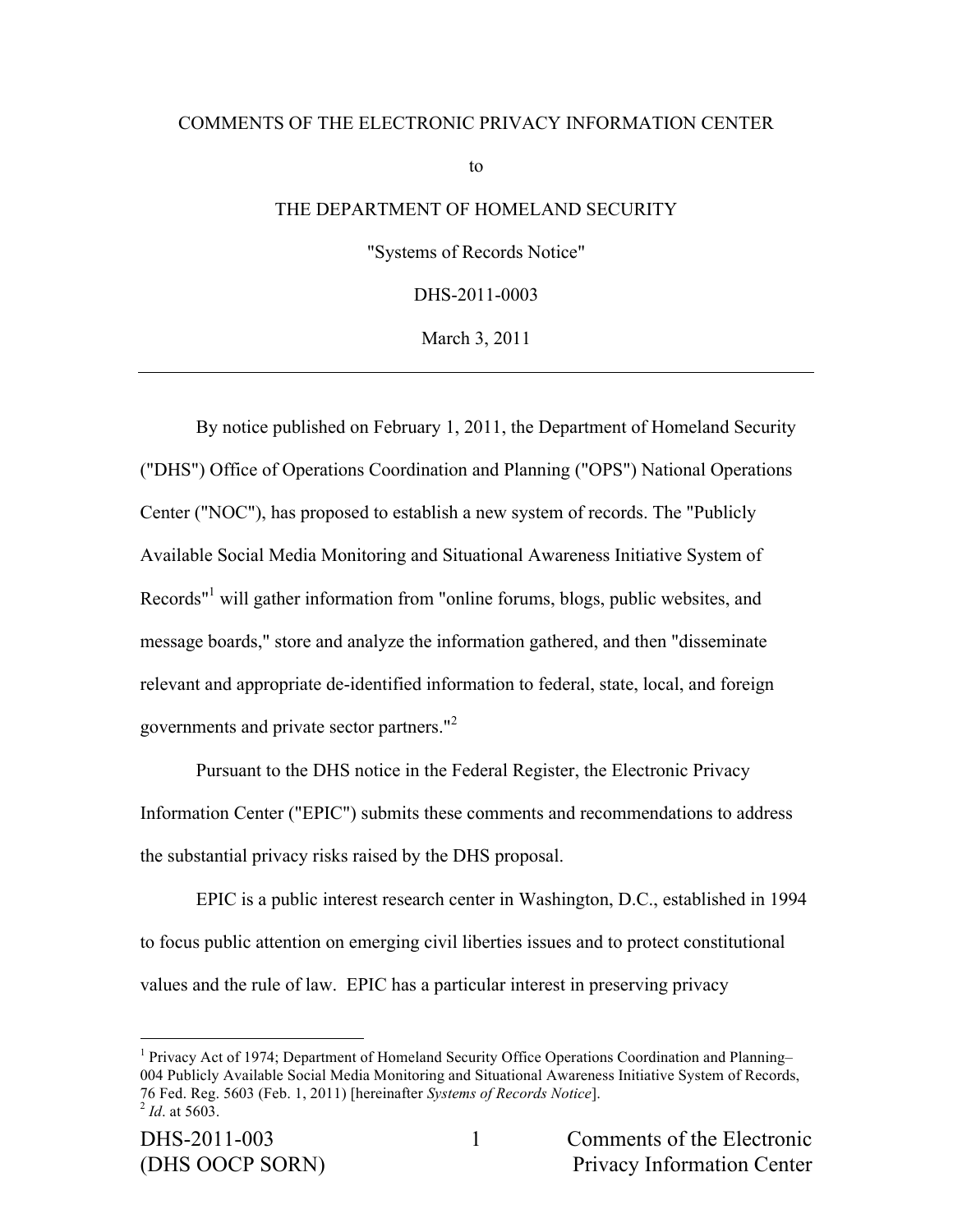COMMENTS OF THE ELECTRONIC PRIVACY INFORMATION CENTER

to

THE DEPARTMENT OF HOMELAND SECURITY

"Systems of Records Notice"

DHS-2011-0003

March 3, 2011

---

By notice published on February 1, 2011, the Department of Homeland Security ("DHS") Office of Operations Coordination and Planning ("OPS") National Operations Center ("NOC"), has proposed to establish a new system of records. The "Publicly Available Social Media Monitoring and Situational Awareness Initiative System of Records"[1] will gather information from "online forums, blogs, public websites, and message boards," store and analyze the information gathered, and then "disseminate relevant and appropriate de-identified information to federal, state, local, and foreign governments and private sector partners."[2]

Pursuant to the DHS notice in the Federal Register, the Electronic Privacy Information Center ("EPIC") submits these comments and recommendations to address the substantial privacy risks raised by the DHS proposal.

EPIC is a public interest research center in Washington, D.C., established in 1994 to focus public attention on emerging civil liberties issues and to protect constitutional values and the rule of law. EPIC has a particular interest in preserving privacy

---

[1] Privacy Act of 1974; Department of Homeland Security Office Operations Coordination and Planning–004 Publicly Available Social Media Monitoring and Situational Awareness Initiative System of Records, 76 Fed. Reg. 5603 (Feb. 1, 2011) [hereinafter *Systems of Records Notice*].
[2] *Id*. at 5603.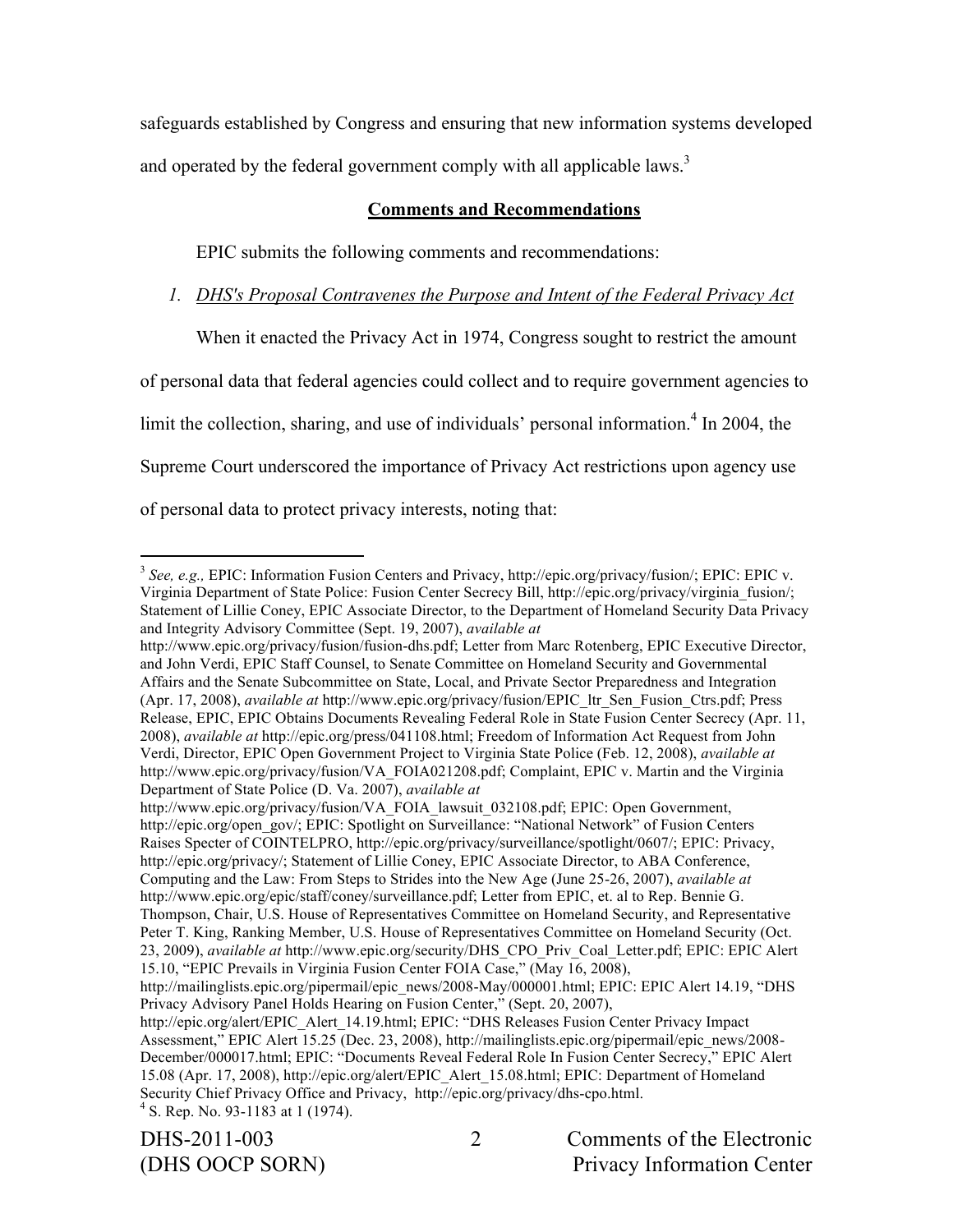safeguards established by Congress and ensuring that new information systems developed and operated by the federal government comply with all applicable laws.[3]

## Comments and Recommendations

EPIC submits the following comments and recommendations:

### *1. DHS's Proposal Contravenes the Purpose and Intent of the Federal Privacy Act*

When it enacted the Privacy Act in 1974, Congress sought to restrict the amount of personal data that federal agencies could collect and to require government agencies to limit the collection, sharing, and use of individuals' personal information.[4] In 2004, the Supreme Court underscored the importance of Privacy Act restrictions upon agency use of personal data to protect privacy interests, noting that:

---

[3] *See, e.g.,* EPIC: Information Fusion Centers and Privacy, http://epic.org/privacy/fusion/; EPIC: EPIC v. Virginia Department of State Police: Fusion Center Secrecy Bill, http://epic.org/privacy/virginia_fusion/; Statement of Lillie Coney, EPIC Associate Director, to the Department of Homeland Security Data Privacy and Integrity Advisory Committee (Sept. 19, 2007), *available at* http://www.epic.org/privacy/fusion/fusion-dhs.pdf; Letter from Marc Rotenberg, EPIC Executive Director, and John Verdi, EPIC Staff Counsel, to Senate Committee on Homeland Security and Governmental Affairs and the Senate Subcommittee on State, Local, and Private Sector Preparedness and Integration (Apr. 17, 2008), *available at* http://www.epic.org/privacy/fusion/EPIC_ltr_Sen_Fusion_Ctrs.pdf; Press Release, EPIC, EPIC Obtains Documents Revealing Federal Role in State Fusion Center Secrecy (Apr. 11, 2008), *available at* http://epic.org/press/041108.html; Freedom of Information Act Request from John Verdi, Director, EPIC Open Government Project to Virginia State Police (Feb. 12, 2008), *available at* http://www.epic.org/privacy/fusion/VA_FOIA021208.pdf; Complaint, EPIC v. Martin and the Virginia Department of State Police (D. Va. 2007), *available at* http://www.epic.org/privacy/fusion/VA_FOIA_lawsuit_032108.pdf; EPIC: Open Government, http://epic.org/open_gov/; EPIC: Spotlight on Surveillance: "National Network" of Fusion Centers Raises Specter of COINTELPRO, http://epic.org/privacy/surveillance/spotlight/0607/; EPIC: Privacy, http://epic.org/privacy/; Statement of Lillie Coney, EPIC Associate Director, to ABA Conference, Computing and the Law: From Steps to Strides into the New Age (June 25-26, 2007), *available at* http://www.epic.org/epic/staff/coney/surveillance.pdf; Letter from EPIC, et. al to Rep. Bennie G. Thompson, Chair, U.S. House of Representatives Committee on Homeland Security, and Representative Peter T. King, Ranking Member, U.S. House of Representatives Committee on Homeland Security (Oct. 23, 2009), *available at* http://www.epic.org/security/DHS_CPO_Priv_Coal_Letter.pdf; EPIC: EPIC Alert 15.10, "EPIC Prevails in Virginia Fusion Center FOIA Case," (May 16, 2008), http://mailinglists.epic.org/pipermail/epic_news/2008-May/000001.html; EPIC: EPIC Alert 14.19, "DHS Privacy Advisory Panel Holds Hearing on Fusion Center," (Sept. 20, 2007), http://epic.org/alert/EPIC_Alert_14.19.html; EPIC: "DHS Releases Fusion Center Privacy Impact Assessment," EPIC Alert 15.25 (Dec. 23, 2008), http://mailinglists.epic.org/pipermail/epic_news/2008-December/000017.html; EPIC: "Documents Reveal Federal Role In Fusion Center Secrecy," EPIC Alert 15.08 (Apr. 17, 2008), http://epic.org/alert/EPIC_Alert_15.08.html; EPIC: Department of Homeland Security Chief Privacy Office and Privacy, http://epic.org/privacy/dhs-cpo.html.

[4] S. Rep. No. 93-1183 at 1 (1974).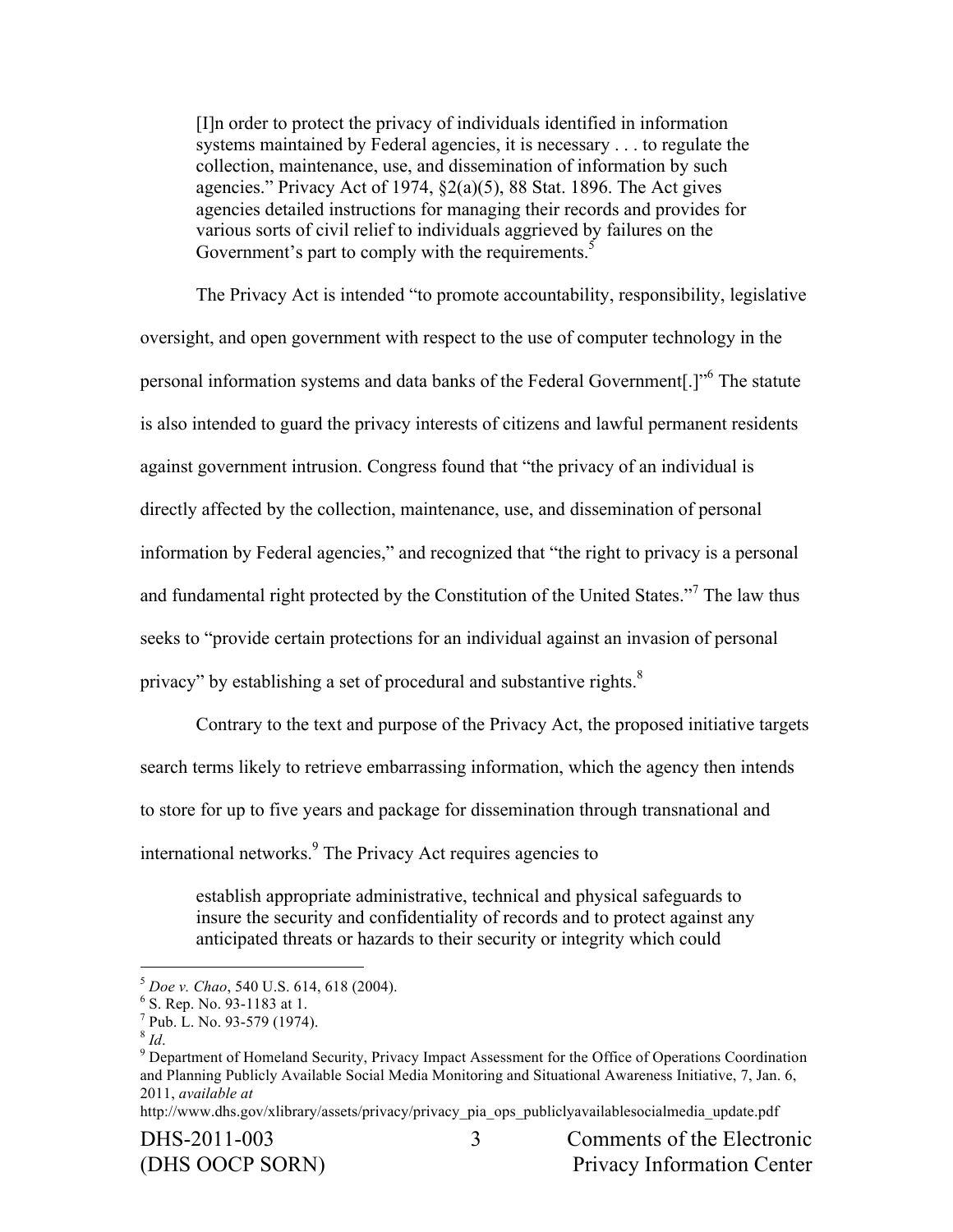> [I]n order to protect the privacy of individuals identified in information systems maintained by Federal agencies, it is necessary . . . to regulate the collection, maintenance, use, and dissemination of information by such agencies." Privacy Act of 1974, §2(a)(5), 88 Stat. 1896. The Act gives agencies detailed instructions for managing their records and provides for various sorts of civil relief to individuals aggrieved by failures on the Government's part to comply with the requirements.[5]

The Privacy Act is intended "to promote accountability, responsibility, legislative oversight, and open government with respect to the use of computer technology in the personal information systems and data banks of the Federal Government[.]"[6] The statute is also intended to guard the privacy interests of citizens and lawful permanent residents against government intrusion. Congress found that "the privacy of an individual is directly affected by the collection, maintenance, use, and dissemination of personal information by Federal agencies," and recognized that "the right to privacy is a personal and fundamental right protected by the Constitution of the United States."[7] The law thus seeks to "provide certain protections for an individual against an invasion of personal privacy" by establishing a set of procedural and substantive rights.[8]

Contrary to the text and purpose of the Privacy Act, the proposed initiative targets search terms likely to retrieve embarrassing information, which the agency then intends to store for up to five years and package for dissemination through transnational and international networks.[9] The Privacy Act requires agencies to

> establish appropriate administrative, technical and physical safeguards to insure the security and confidentiality of records and to protect against any anticipated threats or hazards to their security or integrity which could

---

[5] *Doe v. Chao*, 540 U.S. 614, 618 (2004).
[6] S. Rep. No. 93-1183 at 1.
[7] Pub. L. No. 93-579 (1974).
[8] *Id*.
[9] Department of Homeland Security, Privacy Impact Assessment for the Office of Operations Coordination and Planning Publicly Available Social Media Monitoring and Situational Awareness Initiative, 7, Jan. 6, 2011, *available at* http://www.dhs.gov/xlibrary/assets/privacy/privacy_pia_ops_publiclyavailablesocialmedia_update.pdf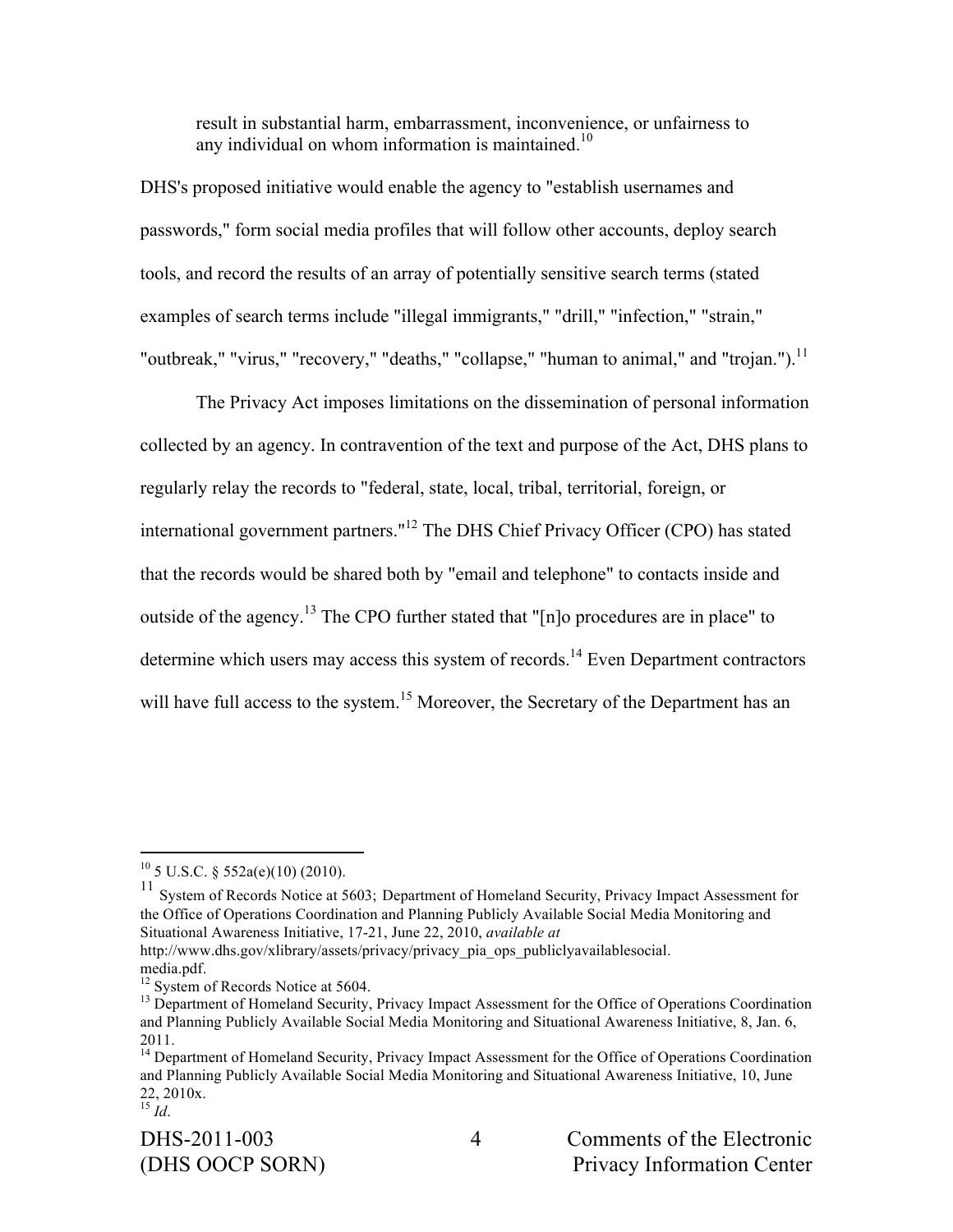> result in substantial harm, embarrassment, inconvenience, or unfairness to any individual on whom information is maintained.[10]

DHS's proposed initiative would enable the agency to "establish usernames and passwords," form social media profiles that will follow other accounts, deploy search tools, and record the results of an array of potentially sensitive search terms (stated examples of search terms include "illegal immigrants," "drill," "infection," "strain," "outbreak," "virus," "recovery," "deaths," "collapse," "human to animal," and "trojan.").[11]

The Privacy Act imposes limitations on the dissemination of personal information collected by an agency. In contravention of the text and purpose of the Act, DHS plans to regularly relay the records to "federal, state, local, tribal, territorial, foreign, or international government partners."[12] The DHS Chief Privacy Officer (CPO) has stated that the records would be shared both by "email and telephone" to contacts inside and outside of the agency.[13] The CPO further stated that "[n]o procedures are in place" to determine which users may access this system of records.[14] Even Department contractors will have full access to the system.[15] Moreover, the Secretary of the Department has an

---

[10] 5 U.S.C. § 552a(e)(10) (2010).

[11] System of Records Notice at 5603; Department of Homeland Security, Privacy Impact Assessment for the Office of Operations Coordination and Planning Publicly Available Social Media Monitoring and Situational Awareness Initiative, 17-21, June 22, 2010, *available at* http://www.dhs.gov/xlibrary/assets/privacy/privacy_pia_ops_publiclyavailablesocial.media.pdf.

[12] System of Records Notice at 5604.

[13] Department of Homeland Security, Privacy Impact Assessment for the Office of Operations Coordination and Planning Publicly Available Social Media Monitoring and Situational Awareness Initiative, 8, Jan. 6, 2011.

[14] Department of Homeland Security, Privacy Impact Assessment for the Office of Operations Coordination and Planning Publicly Available Social Media Monitoring and Situational Awareness Initiative, 10, June 22, 2010x.

[15] *Id*.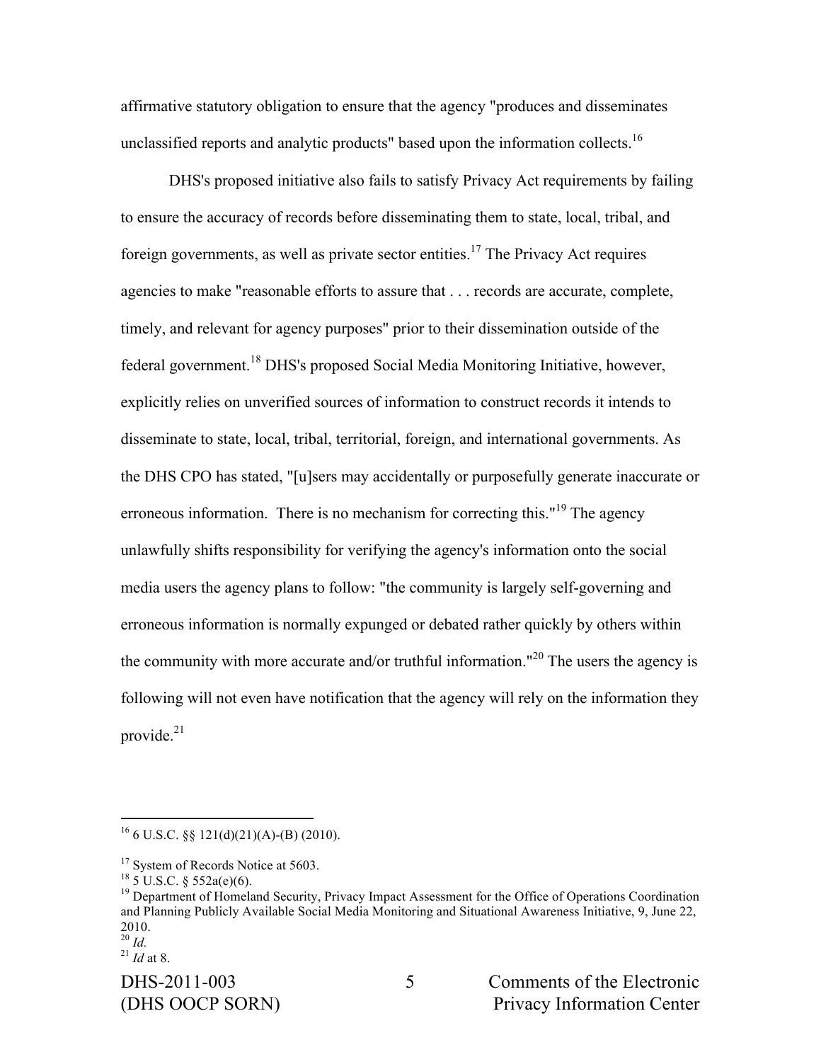affirmative statutory obligation to ensure that the agency "produces and disseminates unclassified reports and analytic products" based upon the information collects.[16]

DHS's proposed initiative also fails to satisfy Privacy Act requirements by failing to ensure the accuracy of records before disseminating them to state, local, tribal, and foreign governments, as well as private sector entities.[17] The Privacy Act requires agencies to make "reasonable efforts to assure that . . . records are accurate, complete, timely, and relevant for agency purposes" prior to their dissemination outside of the federal government.[18] DHS's proposed Social Media Monitoring Initiative, however, explicitly relies on unverified sources of information to construct records it intends to disseminate to state, local, tribal, territorial, foreign, and international governments. As the DHS CPO has stated, "[u]sers may accidentally or purposefully generate inaccurate or erroneous information. There is no mechanism for correcting this."[19] The agency unlawfully shifts responsibility for verifying the agency's information onto the social media users the agency plans to follow: "the community is largely self-governing and erroneous information is normally expunged or debated rather quickly by others within the community with more accurate and/or truthful information."[20] The users the agency is following will not even have notification that the agency will rely on the information they provide.[21]

---

[16] 6 U.S.C. §§ 121(d)(21)(A)-(B) (2010).

[17] System of Records Notice at 5603.

[18] 5 U.S.C. § 552a(e)(6).

[19] Department of Homeland Security, Privacy Impact Assessment for the Office of Operations Coordination and Planning Publicly Available Social Media Monitoring and Situational Awareness Initiative, 9, June 22, 2010.

[20] *Id.*

[21] *Id* at 8.

DHS-2011-003 (DHS OOCP SORN) — Comments of the Electronic Privacy Information Center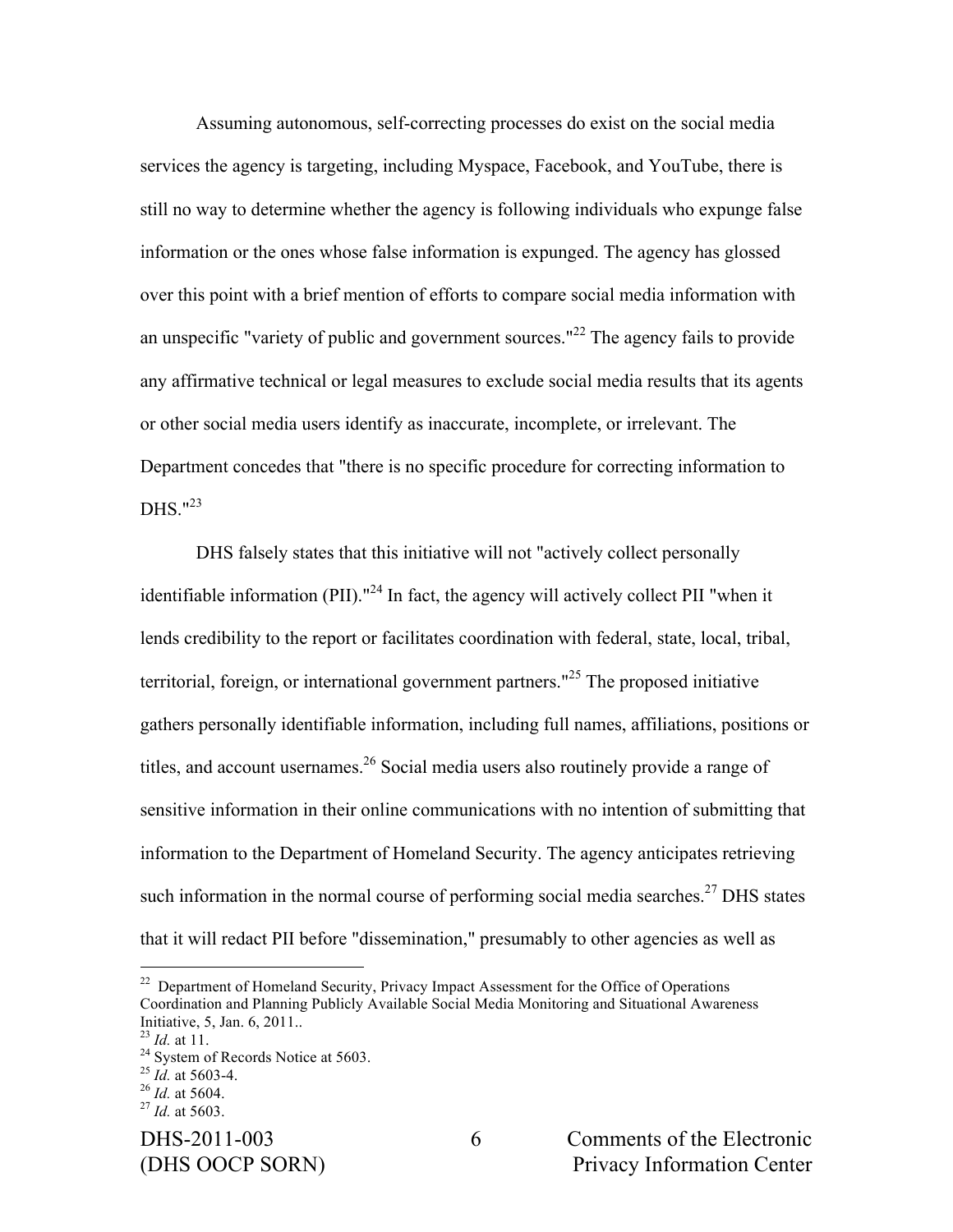Assuming autonomous, self-correcting processes do exist on the social media services the agency is targeting, including Myspace, Facebook, and YouTube, there is still no way to determine whether the agency is following individuals who expunge false information or the ones whose false information is expunged. The agency has glossed over this point with a brief mention of efforts to compare social media information with an unspecific "variety of public and government sources."[22] The agency fails to provide any affirmative technical or legal measures to exclude social media results that its agents or other social media users identify as inaccurate, incomplete, or irrelevant. The Department concedes that "there is no specific procedure for correcting information to DHS."[23]

DHS falsely states that this initiative will not "actively collect personally identifiable information (PII)."[24] In fact, the agency will actively collect PII "when it lends credibility to the report or facilitates coordination with federal, state, local, tribal, territorial, foreign, or international government partners."[25] The proposed initiative gathers personally identifiable information, including full names, affiliations, positions or titles, and account usernames.[26] Social media users also routinely provide a range of sensitive information in their online communications with no intention of submitting that information to the Department of Homeland Security. The agency anticipates retrieving such information in the normal course of performing social media searches.[27] DHS states that it will redact PII before "dissemination," presumably to other agencies as well as

---

[22] Department of Homeland Security, Privacy Impact Assessment for the Office of Operations Coordination and Planning Publicly Available Social Media Monitoring and Situational Awareness Initiative, 5, Jan. 6, 2011..

[23] *Id.* at 11.

[24] System of Records Notice at 5603.

[25] *Id.* at 5603-4.

[26] *Id.* at 5604.

[27] *Id.* at 5603.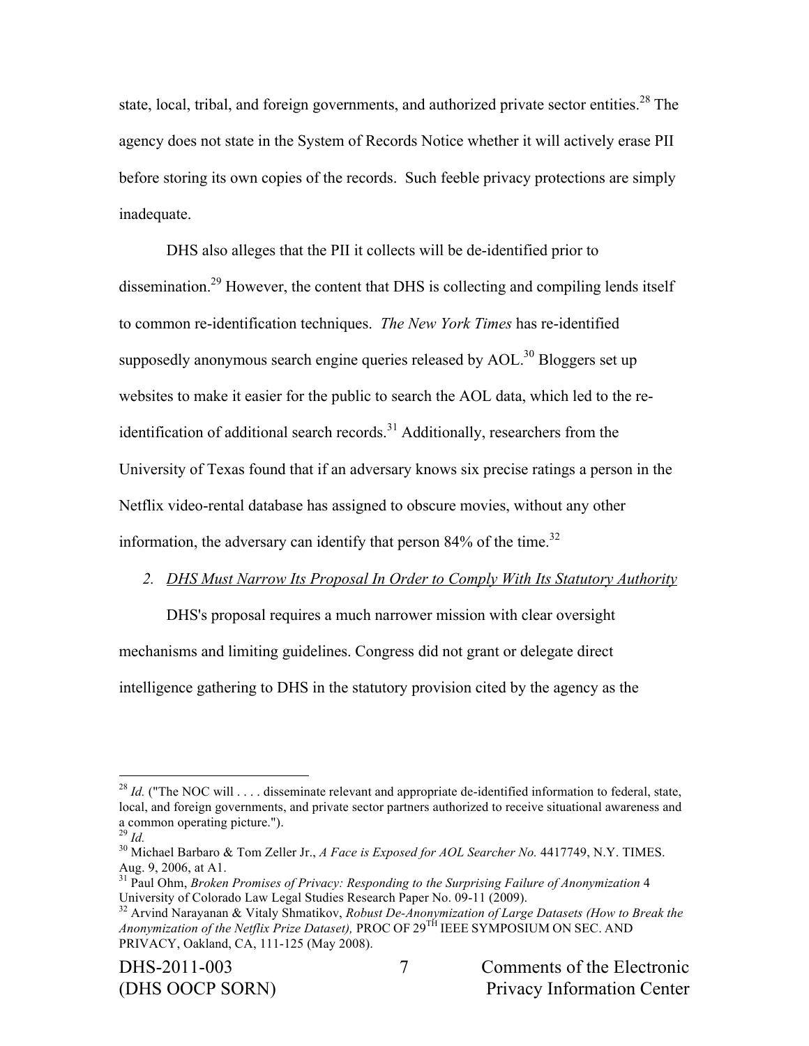state, local, tribal, and foreign governments, and authorized private sector entities.[28] The agency does not state in the System of Records Notice whether it will actively erase PII before storing its own copies of the records. Such feeble privacy protections are simply inadequate.

DHS also alleges that the PII it collects will be de-identified prior to dissemination.[29] However, the content that DHS is collecting and compiling lends itself to common re-identification techniques. *The New York Times* has re-identified supposedly anonymous search engine queries released by AOL.[30] Bloggers set up websites to make it easier for the public to search the AOL data, which led to the re-identification of additional search records.[31] Additionally, researchers from the University of Texas found that if an adversary knows six precise ratings a person in the Netflix video-rental database has assigned to obscure movies, without any other information, the adversary can identify that person 84% of the time.[32]

2. <u>*DHS Must Narrow Its Proposal In Order to Comply With Its Statutory Authority*</u>

DHS's proposal requires a much narrower mission with clear oversight mechanisms and limiting guidelines. Congress did not grant or delegate direct intelligence gathering to DHS in the statutory provision cited by the agency as the

---

[28] *Id.* ("The NOC will . . . . disseminate relevant and appropriate de-identified information to federal, state, local, and foreign governments, and private sector partners authorized to receive situational awareness and a common operating picture.").

[29] *Id.*

[30] Michael Barbaro & Tom Zeller Jr., *A Face is Exposed for AOL Searcher No.* 4417749, N.Y. TIMES. Aug. 9, 2006, at A1.

[31] Paul Ohm, *Broken Promises of Privacy: Responding to the Surprising Failure of Anonymization* 4 University of Colorado Law Legal Studies Research Paper No. 09-11 (2009).

[32] Arvind Narayanan & Vitaly Shmatikov, *Robust De-Anonymization of Large Datasets (How to Break the Anonymization of the Netflix Prize Dataset),* PROC OF 29TH IEEE SYMPOSIUM ON SEC. AND PRIVACY, Oakland, CA, 111-125 (May 2008).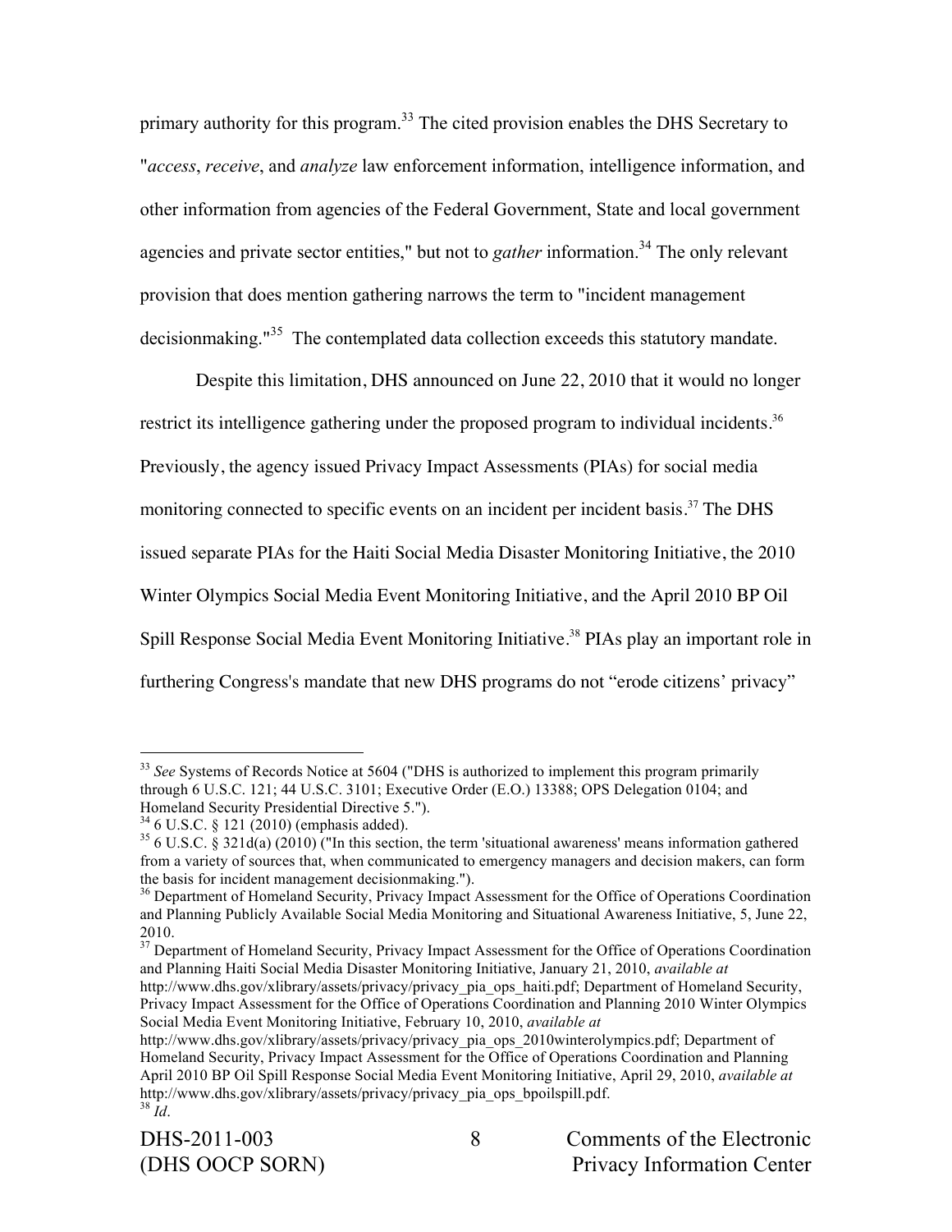primary authority for this program.[33] The cited provision enables the DHS Secretary to "*access*, *receive*, and *analyze* law enforcement information, intelligence information, and other information from agencies of the Federal Government, State and local government agencies and private sector entities," but not to *gather* information.[34] The only relevant provision that does mention gathering narrows the term to "incident management decisionmaking."[35] The contemplated data collection exceeds this statutory mandate.

Despite this limitation, DHS announced on June 22, 2010 that it would no longer restrict its intelligence gathering under the proposed program to individual incidents.[36] Previously, the agency issued Privacy Impact Assessments (PIAs) for social media monitoring connected to specific events on an incident per incident basis.[37] The DHS issued separate PIAs for the Haiti Social Media Disaster Monitoring Initiative, the 2010 Winter Olympics Social Media Event Monitoring Initiative, and the April 2010 BP Oil Spill Response Social Media Event Monitoring Initiative.[38] PIAs play an important role in furthering Congress's mandate that new DHS programs do not "erode citizens' privacy"

---

[33] *See* Systems of Records Notice at 5604 ("DHS is authorized to implement this program primarily through 6 U.S.C. 121; 44 U.S.C. 3101; Executive Order (E.O.) 13388; OPS Delegation 0104; and Homeland Security Presidential Directive 5.").

[34] 6 U.S.C. § 121 (2010) (emphasis added).

[35] 6 U.S.C. § 321d(a) (2010) ("In this section, the term 'situational awareness' means information gathered from a variety of sources that, when communicated to emergency managers and decision makers, can form the basis for incident management decisionmaking.").

[36] Department of Homeland Security, Privacy Impact Assessment for the Office of Operations Coordination and Planning Publicly Available Social Media Monitoring and Situational Awareness Initiative, 5, June 22, 2010.

[37] Department of Homeland Security, Privacy Impact Assessment for the Office of Operations Coordination and Planning Haiti Social Media Disaster Monitoring Initiative, January 21, 2010, *available at* http://www.dhs.gov/xlibrary/assets/privacy/privacy_pia_ops_haiti.pdf; Department of Homeland Security, Privacy Impact Assessment for the Office of Operations Coordination and Planning 2010 Winter Olympics Social Media Event Monitoring Initiative, February 10, 2010, *available at* http://www.dhs.gov/xlibrary/assets/privacy/privacy_pia_ops_2010winterolympics.pdf; Department of Homeland Security, Privacy Impact Assessment for the Office of Operations Coordination and Planning April 2010 BP Oil Spill Response Social Media Event Monitoring Initiative, April 29, 2010, *available at* http://www.dhs.gov/xlibrary/assets/privacy/privacy_pia_ops_bpoilspill.pdf.

[38] *Id*.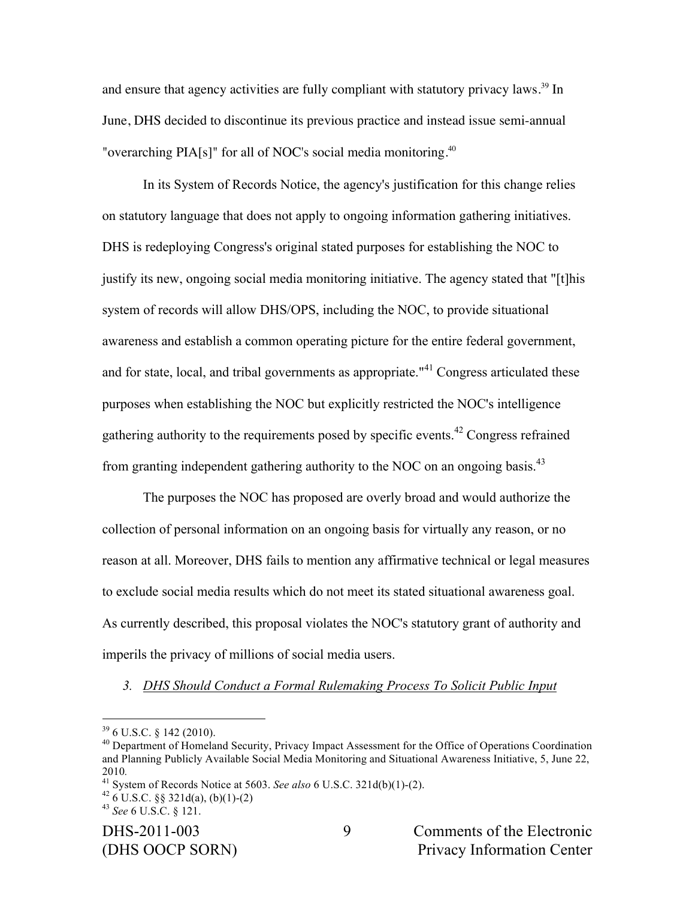and ensure that agency activities are fully compliant with statutory privacy laws.[39] In June, DHS decided to discontinue its previous practice and instead issue semi-annual "overarching PIA[s]" for all of NOC's social media monitoring.[40]

In its System of Records Notice, the agency's justification for this change relies on statutory language that does not apply to ongoing information gathering initiatives. DHS is redeploying Congress's original stated purposes for establishing the NOC to justify its new, ongoing social media monitoring initiative. The agency stated that "[t]his system of records will allow DHS/OPS, including the NOC, to provide situational awareness and establish a common operating picture for the entire federal government, and for state, local, and tribal governments as appropriate."[41] Congress articulated these purposes when establishing the NOC but explicitly restricted the NOC's intelligence gathering authority to the requirements posed by specific events.[42] Congress refrained from granting independent gathering authority to the NOC on an ongoing basis.[43]

The purposes the NOC has proposed are overly broad and would authorize the collection of personal information on an ongoing basis for virtually any reason, or no reason at all. Moreover, DHS fails to mention any affirmative technical or legal measures to exclude social media results which do not meet its stated situational awareness goal. As currently described, this proposal violates the NOC's statutory grant of authority and imperils the privacy of millions of social media users.

### *3. DHS Should Conduct a Formal Rulemaking Process To Solicit Public Input*

---

[39] 6 U.S.C. § 142 (2010).

[40] Department of Homeland Security, Privacy Impact Assessment for the Office of Operations Coordination and Planning Publicly Available Social Media Monitoring and Situational Awareness Initiative, 5, June 22, 2010.

[41] System of Records Notice at 5603. *See also* 6 U.S.C. 321d(b)(1)-(2).

[42] 6 U.S.C. §§ 321d(a), (b)(1)-(2)

[43] *See* 6 U.S.C. § 121.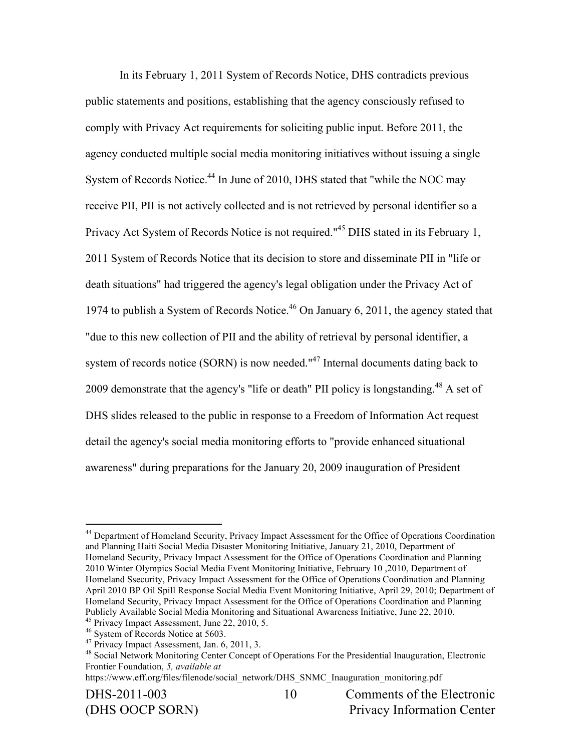In its February 1, 2011 System of Records Notice, DHS contradicts previous public statements and positions, establishing that the agency consciously refused to comply with Privacy Act requirements for soliciting public input. Before 2011, the agency conducted multiple social media monitoring initiatives without issuing a single System of Records Notice.[44] In June of 2010, DHS stated that "while the NOC may receive PII, PII is not actively collected and is not retrieved by personal identifier so a Privacy Act System of Records Notice is not required."[45] DHS stated in its February 1, 2011 System of Records Notice that its decision to store and disseminate PII in "life or death situations" had triggered the agency's legal obligation under the Privacy Act of 1974 to publish a System of Records Notice.[46] On January 6, 2011, the agency stated that "due to this new collection of PII and the ability of retrieval by personal identifier, a system of records notice (SORN) is now needed."[47] Internal documents dating back to 2009 demonstrate that the agency's "life or death" PII policy is longstanding.[48] A set of DHS slides released to the public in response to a Freedom of Information Act request detail the agency's social media monitoring efforts to "provide enhanced situational awareness" during preparations for the January 20, 2009 inauguration of President

---

[44] Department of Homeland Security, Privacy Impact Assessment for the Office of Operations Coordination and Planning Haiti Social Media Disaster Monitoring Initiative, January 21, 2010, Department of Homeland Security, Privacy Impact Assessment for the Office of Operations Coordination and Planning 2010 Winter Olympics Social Media Event Monitoring Initiative, February 10 ,2010, Department of Homeland Ssecurity, Privacy Impact Assessment for the Office of Operations Coordination and Planning April 2010 BP Oil Spill Response Social Media Event Monitoring Initiative, April 29, 2010; Department of Homeland Security, Privacy Impact Assessment for the Office of Operations Coordination and Planning Publicly Available Social Media Monitoring and Situational Awareness Initiative, June 22, 2010.

[45] Privacy Impact Assessment, June 22, 2010, 5.

[46] System of Records Notice at 5603.

[47] Privacy Impact Assessment, Jan. 6, 2011, 3.

[48] Social Network Monitoring Center Concept of Operations For the Presidential Inauguration, Electronic Frontier Foundation, *5, available at* https://www.eff.org/files/filenode/social_network/DHS_SNMC_Inauguration_monitoring.pdf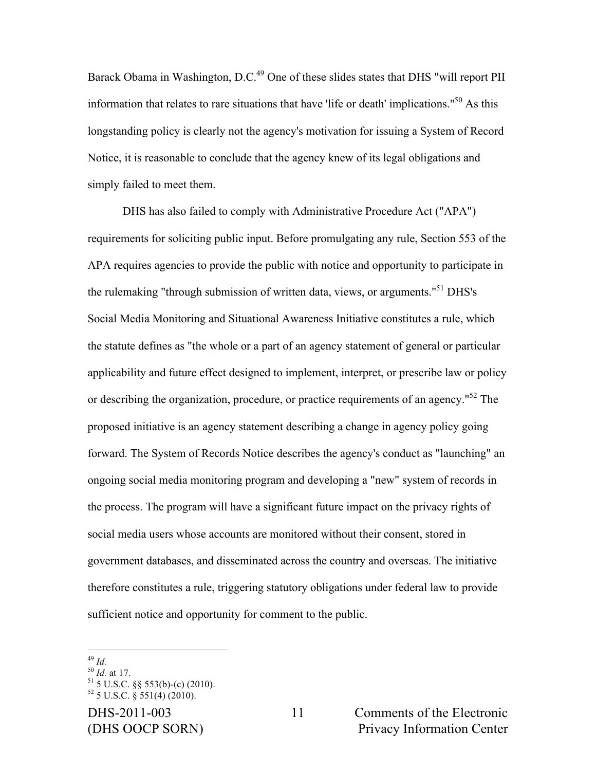Barack Obama in Washington, D.C.[49] One of these slides states that DHS "will report PII information that relates to rare situations that have 'life or death' implications."[50] As this longstanding policy is clearly not the agency's motivation for issuing a System of Record Notice, it is reasonable to conclude that the agency knew of its legal obligations and simply failed to meet them.

DHS has also failed to comply with Administrative Procedure Act ("APA") requirements for soliciting public input. Before promulgating any rule, Section 553 of the APA requires agencies to provide the public with notice and opportunity to participate in the rulemaking "through submission of written data, views, or arguments."[51] DHS's Social Media Monitoring and Situational Awareness Initiative constitutes a rule, which the statute defines as "the whole or a part of an agency statement of general or particular applicability and future effect designed to implement, interpret, or prescribe law or policy or describing the organization, procedure, or practice requirements of an agency."[52] The proposed initiative is an agency statement describing a change in agency policy going forward. The System of Records Notice describes the agency's conduct as "launching" an ongoing social media monitoring program and developing a "new" system of records in the process. The program will have a significant future impact on the privacy rights of social media users whose accounts are monitored without their consent, stored in government databases, and disseminated across the country and overseas. The initiative therefore constitutes a rule, triggering statutory obligations under federal law to provide sufficient notice and opportunity for comment to the public.

---

[49] *Id.*
[50] *Id.* at 17.
[51] 5 U.S.C. §§ 553(b)-(c) (2010).
[52] 5 U.S.C. § 551(4) (2010).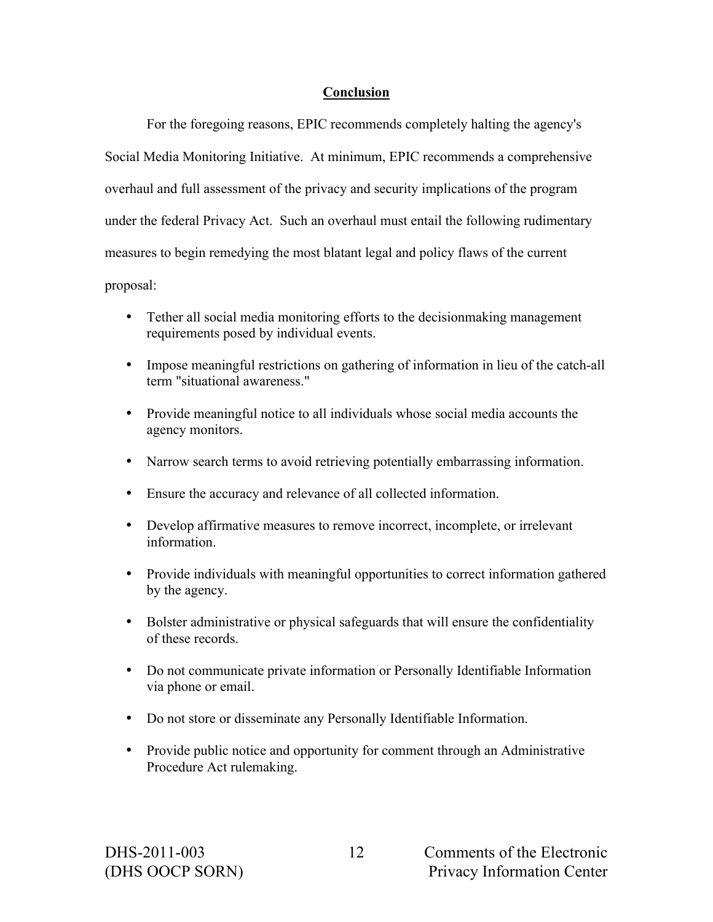## Conclusion

For the foregoing reasons, EPIC recommends completely halting the agency's Social Media Monitoring Initiative. At minimum, EPIC recommends a comprehensive overhaul and full assessment of the privacy and security implications of the program under the federal Privacy Act. Such an overhaul must entail the following rudimentary measures to begin remedying the most blatant legal and policy flaws of the current proposal:

- Tether all social media monitoring efforts to the decisionmaking management requirements posed by individual events.
- Impose meaningful restrictions on gathering of information in lieu of the catch-all term "situational awareness."
- Provide meaningful notice to all individuals whose social media accounts the agency monitors.
- Narrow search terms to avoid retrieving potentially embarrassing information.
- Ensure the accuracy and relevance of all collected information.
- Develop affirmative measures to remove incorrect, incomplete, or irrelevant information.
- Provide individuals with meaningful opportunities to correct information gathered by the agency.
- Bolster administrative or physical safeguards that will ensure the confidentiality of these records.
- Do not communicate private information or Personally Identifiable Information via phone or email.
- Do not store or disseminate any Personally Identifiable Information.
- Provide public notice and opportunity for comment through an Administrative Procedure Act rulemaking.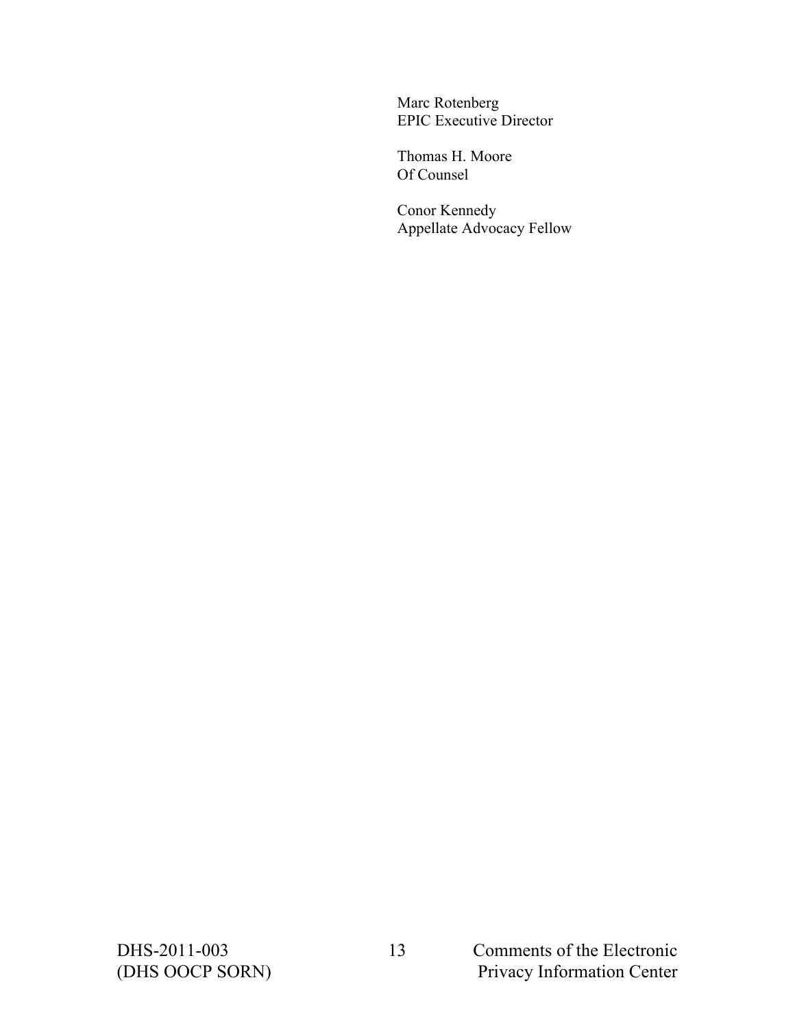Marc Rotenberg
EPIC Executive Director

Thomas H. Moore
Of Counsel

Conor Kennedy
Appellate Advocacy Fellow